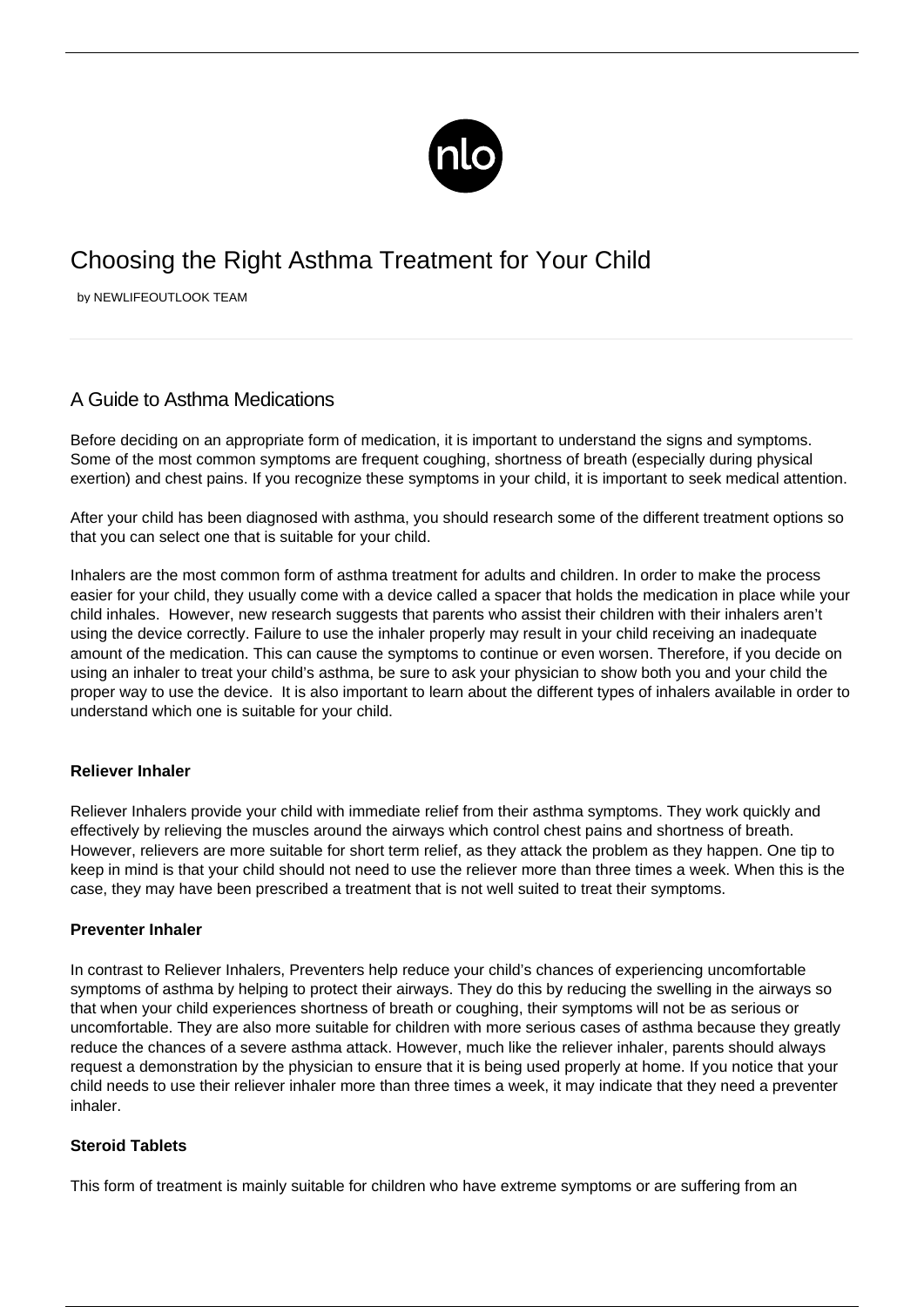# Choosing the Right Asthma Treatment for Your Child

by NEWLIFEOUTLOOK TEAM

## A Guide to Asthma Medications

Before deciding on an appropriate form of medication, it is important to understand the signs and symptoms. Some of the most common symptoms are frequent coughing, shortness of breath (especially during physical exertion) and chest pains. If you recognize these symptoms in your child, it is important to seek medical attention.

After your child has been diagnosed with asthma, you should research some of the different treatment options so that you can select one that is suitable for your child.

Inhalers are the most common form of asthma treatment for adults and children. In order to make the process easier for your child, they usually come with a device called a spacer that holds the medication in place while your child inhales. However, new research suggests that parents who assist their children with their inhalers aren't using the device correctly. Failure to use the inhaler properly may result in your child receiving an inadequate amount of the medication. This can cause the symptoms to continue or even worsen. Therefore, if you decide on using an inhaler to treat your child's asthma, be sure to ask your physician to show both you and your child the proper way to use the device. It is also important to learn about the different types of inhalers available in order to understand which one is suitable for your child.

**Reliever Inhaler**

Reliever Inhalers provide your child with immediate relief from their asthma symptoms. They work quickly and effectively by relieving the muscles around the airways which control chest pains and shortness of breath. However, relievers are more suitable for short term relief, as they attack the problem as they happen. One tip to keep in mind is that your child should not need to use the reliever more than three times a week. When this is the case, they may have been prescribed a treatment that is not well suited to treat their symptoms.

**Preventer Inhaler**

In contrast to Reliever Inhalers, Preventers help reduce your child's chances of experiencing uncomfortable symptoms of asthma by helping to protect their airways. They do this by reducing the swelling in the airways so that when your child experiences shortness of breath or coughing, their symptoms will not be as serious or uncomfortable. They are also more suitable for children with more serious cases of asthma because they greatly reduce the chances of a severe asthma attack. However, much like the reliever inhaler, parents should always request a demonstration by the physician to ensure that it is being used properly at home. If you notice that your child needs to use their reliever inhaler more than three times a week, it may indicate that they need a preventer inhaler.

**Steroid Tablets**

This form of treatment is mainly suitable for children who have extreme symptoms or are suffering from an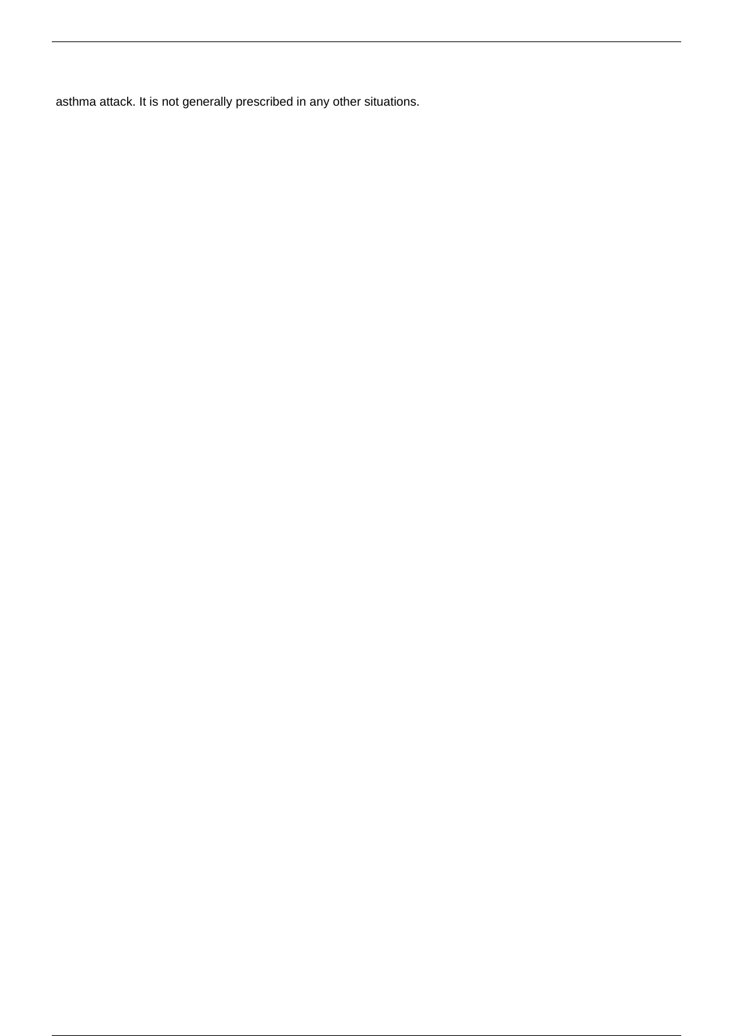asthma attack. It is not generally prescribed in any other situations.